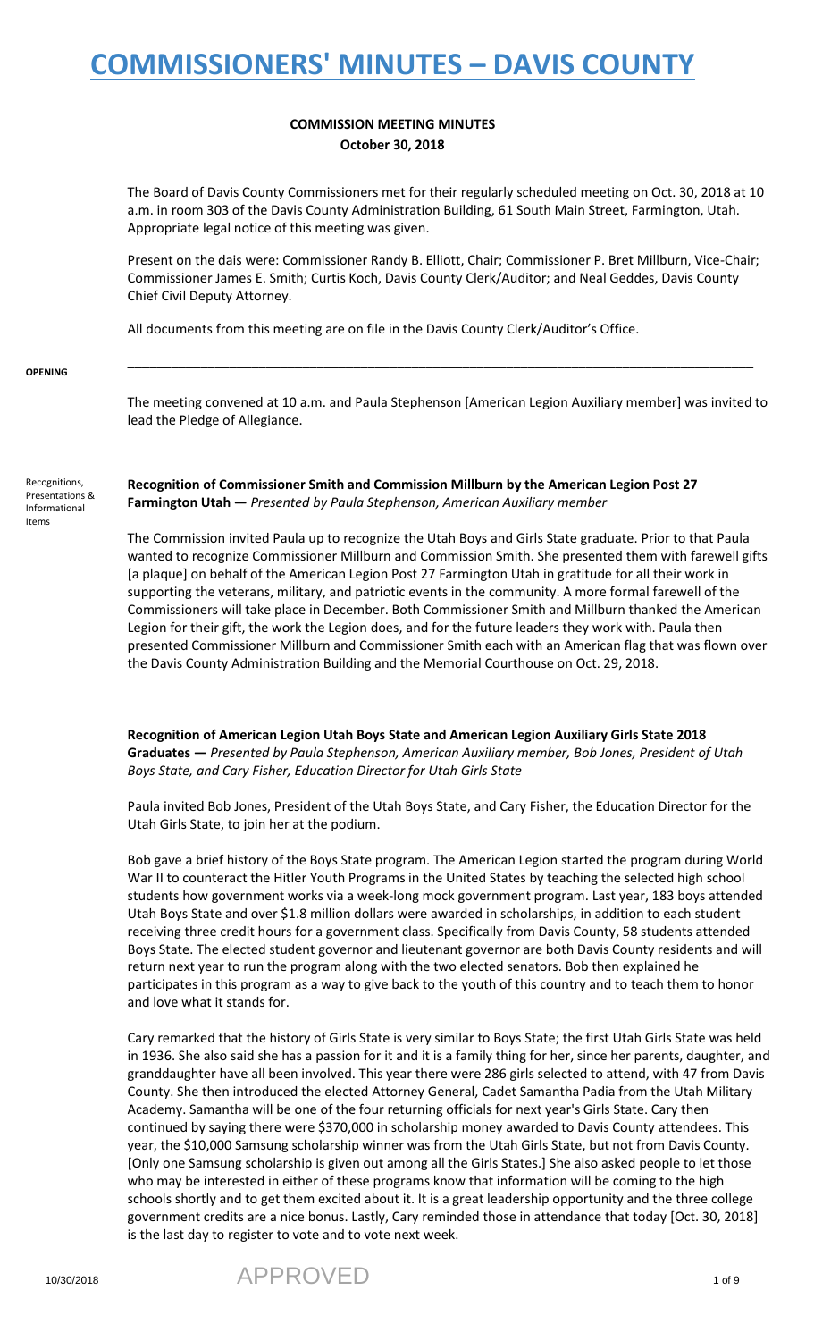# COMMISSIONERS' MINUTES – DAVIS COUNTY

## COMMISSION MEETING MINUTES
### October 30, 2018

The Board of Davis County Commissioners met for their regularly scheduled meeting on Oct. 30, 2018 at 10 a.m. in room 303 of the Davis County Administration Building, 61 South Main Street, Farmington, Utah. Appropriate legal notice of this meeting was given.

Present on the dais were: Commissioner Randy B. Elliott, Chair; Commissioner P. Bret Millburn, Vice-Chair; Commissioner James E. Smith; Curtis Koch, Davis County Clerk/Auditor; and Neal Geddes, Davis County Chief Civil Deputy Attorney.

All documents from this meeting are on file in the Davis County Clerk/Auditor's Office.

---

**OPENING**

The meeting convened at 10 a.m. and Paula Stephenson [American Legion Auxiliary member] was invited to lead the Pledge of Allegiance.

**Recognitions, Presentations & Informational Items**

**Recognition of Commissioner Smith and Commission Millburn by the American Legion Post 27 Farmington Utah —** *Presented by Paula Stephenson, American Auxiliary member*

The Commission invited Paula up to recognize the Utah Boys and Girls State graduate. Prior to that Paula wanted to recognize Commissioner Millburn and Commission Smith. She presented them with farewell gifts [a plaque] on behalf of the American Legion Post 27 Farmington Utah in gratitude for all their work in supporting the veterans, military, and patriotic events in the community. A more formal farewell of the Commissioners will take place in December. Both Commissioner Smith and Millburn thanked the American Legion for their gift, the work the Legion does, and for the future leaders they work with. Paula then presented Commissioner Millburn and Commissioner Smith each with an American flag that was flown over the Davis County Administration Building and the Memorial Courthouse on Oct. 29, 2018.

**Recognition of American Legion Utah Boys State and American Legion Auxiliary Girls State 2018 Graduates —** *Presented by Paula Stephenson, American Auxiliary member, Bob Jones, President of Utah Boys State, and Cary Fisher, Education Director for Utah Girls State*

Paula invited Bob Jones, President of the Utah Boys State, and Cary Fisher, the Education Director for the Utah Girls State, to join her at the podium.

Bob gave a brief history of the Boys State program. The American Legion started the program during World War II to counteract the Hitler Youth Programs in the United States by teaching the selected high school students how government works via a week-long mock government program. Last year, 183 boys attended Utah Boys State and over $1.8 million dollars were awarded in scholarships, in addition to each student receiving three credit hours for a government class. Specifically from Davis County, 58 students attended Boys State. The elected student governor and lieutenant governor are both Davis County residents and will return next year to run the program along with the two elected senators. Bob then explained he participates in this program as a way to give back to the youth of this country and to teach them to honor and love what it stands for.

Cary remarked that the history of Girls State is very similar to Boys State; the first Utah Girls State was held in 1936. She also said she has a passion for it and it is a family thing for her, since her parents, daughter, and granddaughter have all been involved. This year there were 286 girls selected to attend, with 47 from Davis County. She then introduced the elected Attorney General, Cadet Samantha Padia from the Utah Military Academy. Samantha will be one of the four returning officials for next year's Girls State. Cary then continued by saying there were $370,000 in scholarship money awarded to Davis County attendees. This year, the $10,000 Samsung scholarship winner was from the Utah Girls State, but not from Davis County. [Only one Samsung scholarship is given out among all the Girls States.] She also asked people to let those who may be interested in either of these programs know that information will be coming to the high schools shortly and to get them excited about it. It is a great leadership opportunity and the three college government credits are a nice bonus. Lastly, Cary reminded those in attendance that today [Oct. 30, 2018] is the last day to register to vote and to vote next week.

10/30/2018 APPROVED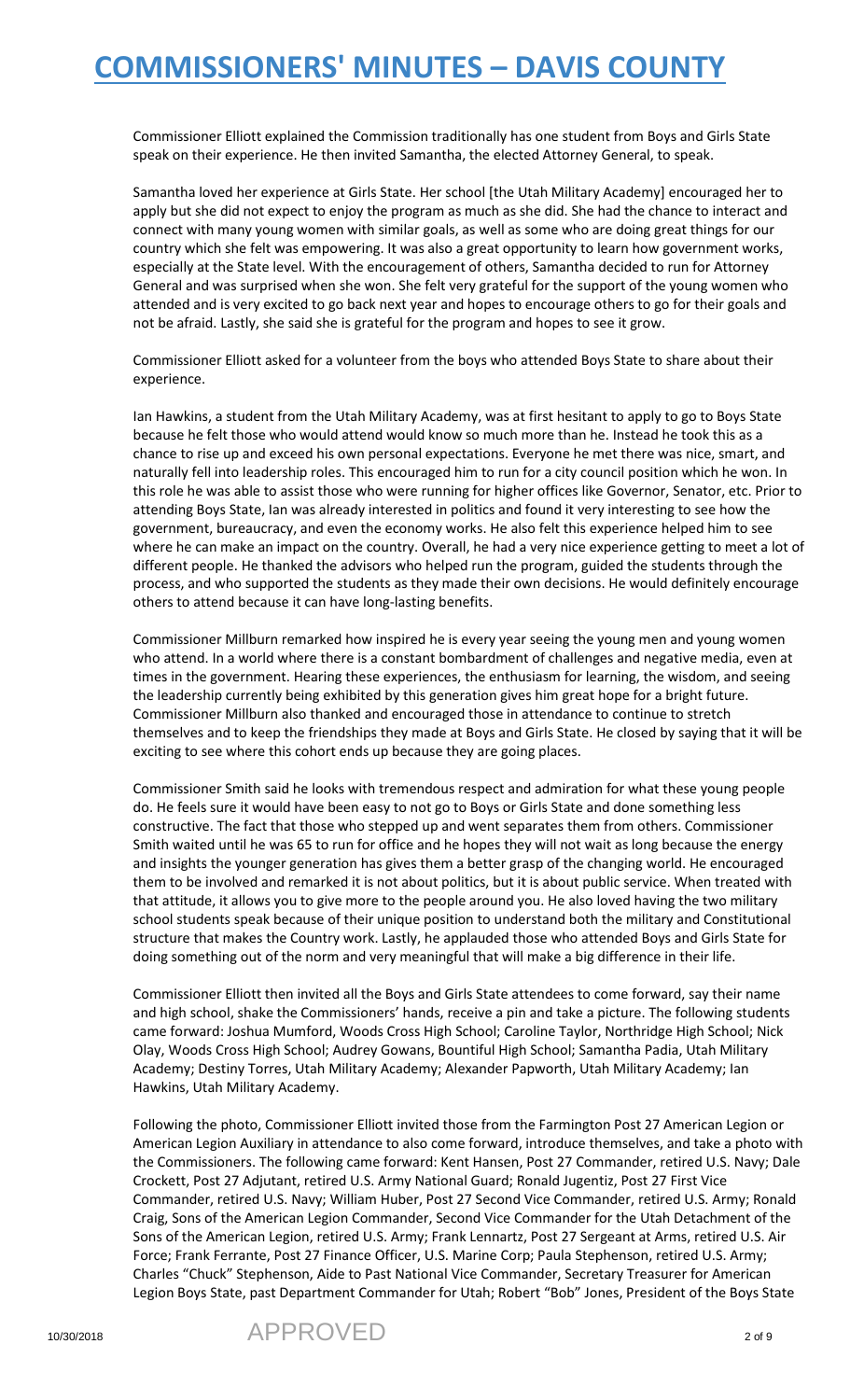Commissioner Elliott explained the Commission traditionally has one student from Boys and Girls State speak on their experience. He then invited Samantha, the elected Attorney General, to speak.

Samantha loved her experience at Girls State. Her school [the Utah Military Academy] encouraged her to apply but she did not expect to enjoy the program as much as she did. She had the chance to interact and connect with many young women with similar goals, as well as some who are doing great things for our country which she felt was empowering. It was also a great opportunity to learn how government works, especially at the State level. With the encouragement of others, Samantha decided to run for Attorney General and was surprised when she won. She felt very grateful for the support of the young women who attended and is very excited to go back next year and hopes to encourage others to go for their goals and not be afraid. Lastly, she said she is grateful for the program and hopes to see it grow.

Commissioner Elliott asked for a volunteer from the boys who attended Boys State to share about their experience.

Ian Hawkins, a student from the Utah Military Academy, was at first hesitant to apply to go to Boys State because he felt those who would attend would know so much more than he. Instead he took this as a chance to rise up and exceed his own personal expectations. Everyone he met there was nice, smart, and naturally fell into leadership roles. This encouraged him to run for a city council position which he won. In this role he was able to assist those who were running for higher offices like Governor, Senator, etc. Prior to attending Boys State, Ian was already interested in politics and found it very interesting to see how the government, bureaucracy, and even the economy works. He also felt this experience helped him to see where he can make an impact on the country. Overall, he had a very nice experience getting to meet a lot of different people. He thanked the advisors who helped run the program, guided the students through the process, and who supported the students as they made their own decisions. He would definitely encourage others to attend because it can have long-lasting benefits.

Commissioner Millburn remarked how inspired he is every year seeing the young men and young women who attend. In a world where there is a constant bombardment of challenges and negative media, even at times in the government. Hearing these experiences, the enthusiasm for learning, the wisdom, and seeing the leadership currently being exhibited by this generation gives him great hope for a bright future. Commissioner Millburn also thanked and encouraged those in attendance to continue to stretch themselves and to keep the friendships they made at Boys and Girls State. He closed by saying that it will be exciting to see where this cohort ends up because they are going places.

Commissioner Smith said he looks with tremendous respect and admiration for what these young people do. He feels sure it would have been easy to not go to Boys or Girls State and done something less constructive. The fact that those who stepped up and went separates them from others. Commissioner Smith waited until he was 65 to run for office and he hopes they will not wait as long because the energy and insights the younger generation has gives them a better grasp of the changing world. He encouraged them to be involved and remarked it is not about politics, but it is about public service. When treated with that attitude, it allows you to give more to the people around you. He also loved having the two military school students speak because of their unique position to understand both the military and Constitutional structure that makes the Country work. Lastly, he applauded those who attended Boys and Girls State for doing something out of the norm and very meaningful that will make a big difference in their life.

Commissioner Elliott then invited all the Boys and Girls State attendees to come forward, say their name and high school, shake the Commissioners' hands, receive a pin and take a picture. The following students came forward: Joshua Mumford, Woods Cross High School; Caroline Taylor, Northridge High School; Nick Olay, Woods Cross High School; Audrey Gowans, Bountiful High School; Samantha Padia, Utah Military Academy; Destiny Torres, Utah Military Academy; Alexander Papworth, Utah Military Academy; Ian Hawkins, Utah Military Academy.

Following the photo, Commissioner Elliott invited those from the Farmington Post 27 American Legion or American Legion Auxiliary in attendance to also come forward, introduce themselves, and take a photo with the Commissioners. The following came forward: Kent Hansen, Post 27 Commander, retired U.S. Navy; Dale Crockett, Post 27 Adjutant, retired U.S. Army National Guard; Ronald Jugentiz, Post 27 First Vice Commander, retired U.S. Navy; William Huber, Post 27 Second Vice Commander, retired U.S. Army; Ronald Craig, Sons of the American Legion Commander, Second Vice Commander for the Utah Detachment of the Sons of the American Legion, retired U.S. Army; Frank Lennartz, Post 27 Sergeant at Arms, retired U.S. Air Force; Frank Ferrante, Post 27 Finance Officer, U.S. Marine Corp; Paula Stephenson, retired U.S. Army; Charles "Chuck" Stephenson, Aide to Past National Vice Commander, Secretary Treasurer for American Legion Boys State, past Department Commander for Utah; Robert "Bob" Jones, President of the Boys State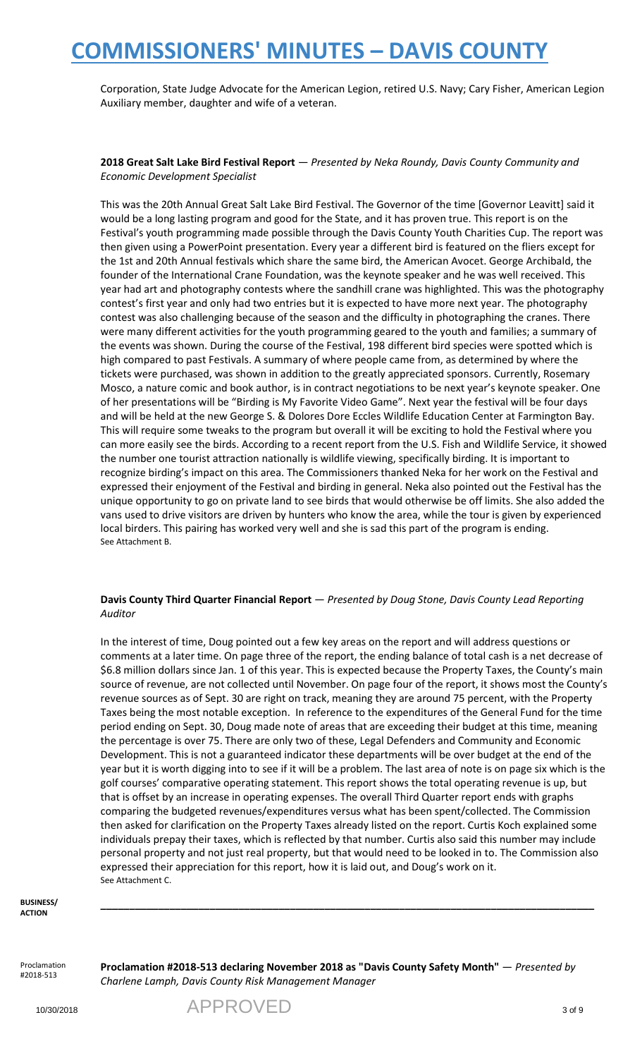Corporation, State Judge Advocate for the American Legion, retired U.S. Navy; Cary Fisher, American Legion Auxiliary member, daughter and wife of a veteran.

**2018 Great Salt Lake Bird Festival Report** — *Presented by Neka Roundy, Davis County Community and Economic Development Specialist*

This was the 20th Annual Great Salt Lake Bird Festival. The Governor of the time [Governor Leavitt] said it would be a long lasting program and good for the State, and it has proven true. This report is on the Festival's youth programming made possible through the Davis County Youth Charities Cup. The report was then given using a PowerPoint presentation. Every year a different bird is featured on the fliers except for the 1st and 20th Annual festivals which share the same bird, the American Avocet. George Archibald, the founder of the International Crane Foundation, was the keynote speaker and he was well received. This year had art and photography contests where the sandhill crane was highlighted. This was the photography contest's first year and only had two entries but it is expected to have more next year. The photography contest was also challenging because of the season and the difficulty in photographing the cranes. There were many different activities for the youth programming geared to the youth and families; a summary of the events was shown. During the course of the Festival, 198 different bird species were spotted which is high compared to past Festivals. A summary of where people came from, as determined by where the tickets were purchased, was shown in addition to the greatly appreciated sponsors. Currently, Rosemary Mosco, a nature comic and book author, is in contract negotiations to be next year's keynote speaker. One of her presentations will be "Birding is My Favorite Video Game". Next year the festival will be four days and will be held at the new George S. & Dolores Dore Eccles Wildlife Education Center at Farmington Bay. This will require some tweaks to the program but overall it will be exciting to hold the Festival where you can more easily see the birds. According to a recent report from the U.S. Fish and Wildlife Service, it showed the number one tourist attraction nationally is wildlife viewing, specifically birding. It is important to recognize birding's impact on this area. The Commissioners thanked Neka for her work on the Festival and expressed their enjoyment of the Festival and birding in general. Neka also pointed out the Festival has the unique opportunity to go on private land to see birds that would otherwise be off limits. She also added the vans used to drive visitors are driven by hunters who know the area, while the tour is given by experienced local birders. This pairing has worked very well and she is sad this part of the program is ending.
See Attachment B.

**Davis County Third Quarter Financial Report** — *Presented by Doug Stone, Davis County Lead Reporting Auditor*

In the interest of time, Doug pointed out a few key areas on the report and will address questions or comments at a later time. On page three of the report, the ending balance of total cash is a net decrease of $6.8 million dollars since Jan. 1 of this year. This is expected because the Property Taxes, the County's main source of revenue, are not collected until November. On page four of the report, it shows most the County's revenue sources as of Sept. 30 are right on track, meaning they are around 75 percent, with the Property Taxes being the most notable exception. In reference to the expenditures of the General Fund for the time period ending on Sept. 30, Doug made note of areas that are exceeding their budget at this time, meaning the percentage is over 75. There are only two of these, Legal Defenders and Community and Economic Development. This is not a guaranteed indicator these departments will be over budget at the end of the year but it is worth digging into to see if it will be a problem. The last area of note is on page six which is the golf courses' comparative operating statement. This report shows the total operating revenue is up, but that is offset by an increase in operating expenses. The overall Third Quarter report ends with graphs comparing the budgeted revenues/expenditures versus what has been spent/collected. The Commission then asked for clarification on the Property Taxes already listed on the report. Curtis Koch explained some individuals prepay their taxes, which is reflected by that number. Curtis also said this number may include personal property and not just real property, but that would need to be looked in to. The Commission also expressed their appreciation for this report, how it is laid out, and Doug's work on it.
See Attachment C.

**BUSINESS/ ACTION**

---

Proclamation #2018-513

**Proclamation #2018-513 declaring November 2018 as "Davis County Safety Month"** — *Presented by Charlene Lamph, Davis County Risk Management Manager*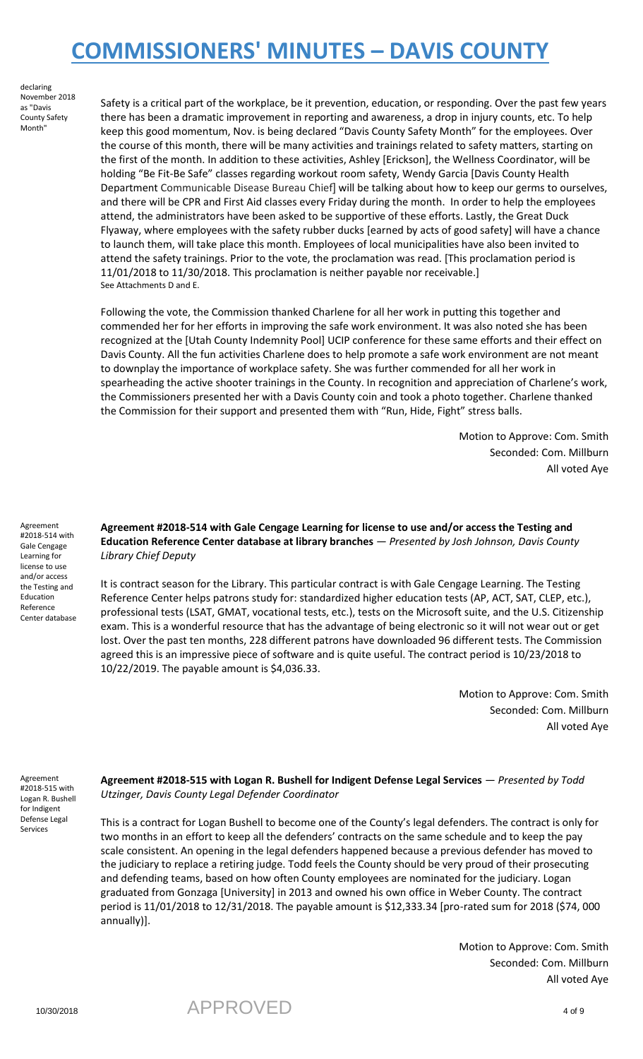declaring November 2018 as "Davis County Safety Month"

Safety is a critical part of the workplace, be it prevention, education, or responding. Over the past few years there has been a dramatic improvement in reporting and awareness, a drop in injury counts, etc. To help keep this good momentum, Nov. is being declared "Davis County Safety Month" for the employees. Over the course of this month, there will be many activities and trainings related to safety matters, starting on the first of the month. In addition to these activities, Ashley [Erickson], the Wellness Coordinator, will be holding "Be Fit-Be Safe" classes regarding workout room safety, Wendy Garcia [Davis County Health Department Communicable Disease Bureau Chief] will be talking about how to keep our germs to ourselves, and there will be CPR and First Aid classes every Friday during the month. In order to help the employees attend, the administrators have been asked to be supportive of these efforts. Lastly, the Great Duck Flyaway, where employees with the safety rubber ducks [earned by acts of good safety] will have a chance to launch them, will take place this month. Employees of local municipalities have also been invited to attend the safety trainings. Prior to the vote, the proclamation was read. [This proclamation period is 11/01/2018 to 11/30/2018. This proclamation is neither payable nor receivable.]
See Attachments D and E.

Following the vote, the Commission thanked Charlene for all her work in putting this together and commended her for her efforts in improving the safe work environment. It was also noted she has been recognized at the [Utah County Indemnity Pool] UCIP conference for these same efforts and their effect on Davis County. All the fun activities Charlene does to help promote a safe work environment are not meant to downplay the importance of workplace safety. She was further commended for all her work in spearheading the active shooter trainings in the County. In recognition and appreciation of Charlene's work, the Commissioners presented her with a Davis County coin and took a photo together. Charlene thanked the Commission for their support and presented them with "Run, Hide, Fight" stress balls.

Motion to Approve: Com. Smith
Seconded: Com. Millburn
All voted Aye

Agreement #2018-514 with Gale Cengage Learning for license to use and/or access the Testing and Education Reference Center database

**Agreement #2018-514 with Gale Cengage Learning for license to use and/or access the Testing and Education Reference Center database at library branches** — *Presented by Josh Johnson, Davis County Library Chief Deputy*

It is contract season for the Library. This particular contract is with Gale Cengage Learning. The Testing Reference Center helps patrons study for: standardized higher education tests (AP, ACT, SAT, CLEP, etc.), professional tests (LSAT, GMAT, vocational tests, etc.), tests on the Microsoft suite, and the U.S. Citizenship exam. This is a wonderful resource that has the advantage of being electronic so it will not wear out or get lost. Over the past ten months, 228 different patrons have downloaded 96 different tests. The Commission agreed this is an impressive piece of software and is quite useful. The contract period is 10/23/2018 to 10/22/2019. The payable amount is $4,036.33.

Motion to Approve: Com. Smith
Seconded: Com. Millburn
All voted Aye

Agreement #2018-515 with Logan R. Bushell for Indigent Defense Legal Services

**Agreement #2018-515 with Logan R. Bushell for Indigent Defense Legal Services** — *Presented by Todd Utzinger, Davis County Legal Defender Coordinator*

This is a contract for Logan Bushell to become one of the County's legal defenders. The contract is only for two months in an effort to keep all the defenders' contracts on the same schedule and to keep the pay scale consistent. An opening in the legal defenders happened because a previous defender has moved to the judiciary to replace a retiring judge. Todd feels the County should be very proud of their prosecuting and defending teams, based on how often County employees are nominated for the judiciary. Logan graduated from Gonzaga [University] in 2013 and owned his own office in Weber County. The contract period is 11/01/2018 to 12/31/2018. The payable amount is $12,333.34 [pro-rated sum for 2018 ($74, 000 annually)].

Motion to Approve: Com. Smith
Seconded: Com. Millburn
All voted Aye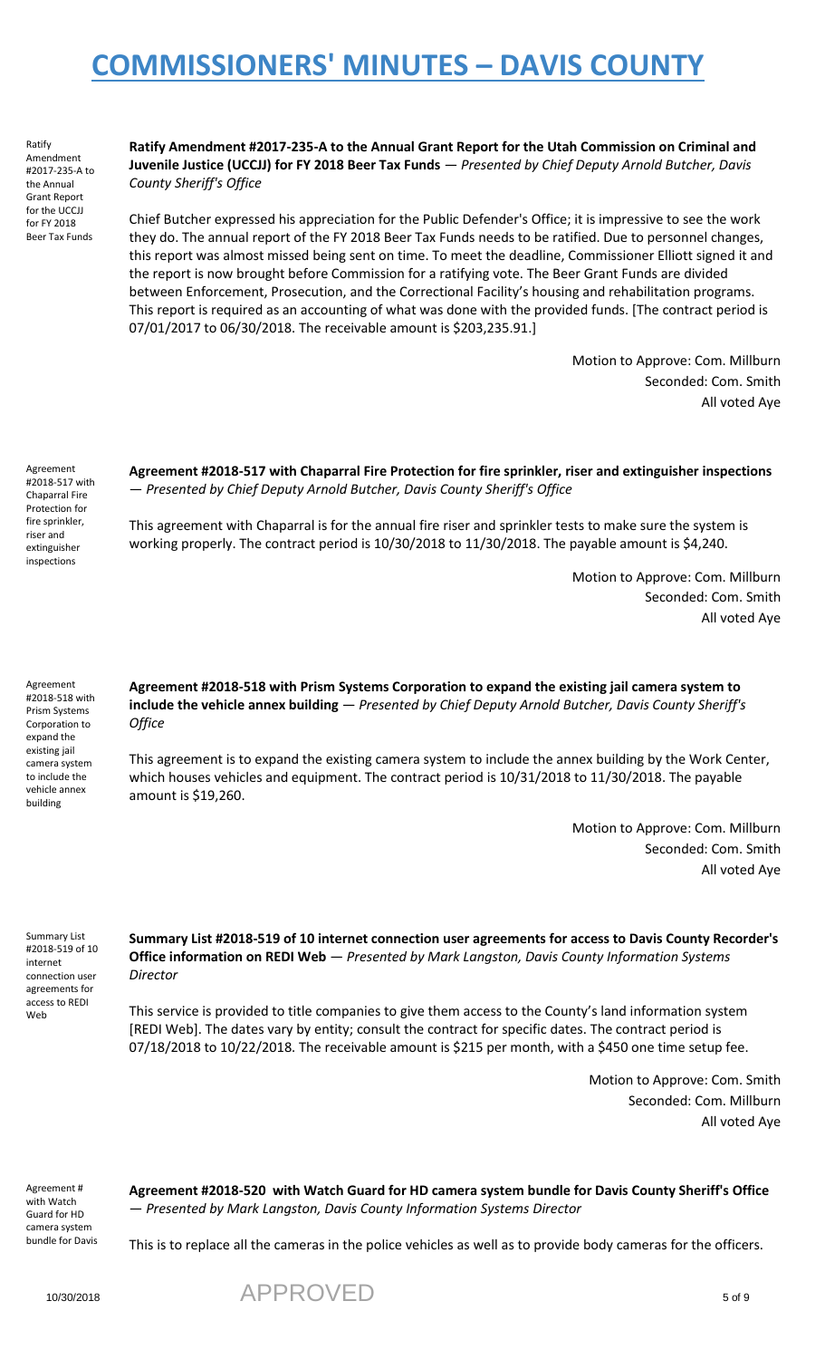# COMMISSIONERS' MINUTES – DAVIS COUNTY

Ratify Amendment #2017-235-A to the Annual Grant Report for the UCCJJ for FY 2018 Beer Tax Funds

**Ratify Amendment #2017-235-A to the Annual Grant Report for the Utah Commission on Criminal and Juvenile Justice (UCCJJ) for FY 2018 Beer Tax Funds** — *Presented by Chief Deputy Arnold Butcher, Davis County Sheriff's Office*

Chief Butcher expressed his appreciation for the Public Defender's Office; it is impressive to see the work they do. The annual report of the FY 2018 Beer Tax Funds needs to be ratified. Due to personnel changes, this report was almost missed being sent on time. To meet the deadline, Commissioner Elliott signed it and the report is now brought before Commission for a ratifying vote. The Beer Grant Funds are divided between Enforcement, Prosecution, and the Correctional Facility's housing and rehabilitation programs. This report is required as an accounting of what was done with the provided funds. [The contract period is 07/01/2017 to 06/30/2018. The receivable amount is $203,235.91.]

Motion to Approve: Com. Millburn
Seconded: Com. Smith
All voted Aye

Agreement #2018-517 with Chaparral Fire Protection for fire sprinkler, riser and extinguisher inspections

**Agreement #2018-517 with Chaparral Fire Protection for fire sprinkler, riser and extinguisher inspections** — *Presented by Chief Deputy Arnold Butcher, Davis County Sheriff's Office*

This agreement with Chaparral is for the annual fire riser and sprinkler tests to make sure the system is working properly. The contract period is 10/30/2018 to 11/30/2018. The payable amount is $4,240.

Motion to Approve: Com. Millburn
Seconded: Com. Smith
All voted Aye

Agreement #2018-518 with Prism Systems Corporation to expand the existing jail camera system to include the vehicle annex building

**Agreement #2018-518 with Prism Systems Corporation to expand the existing jail camera system to include the vehicle annex building** — *Presented by Chief Deputy Arnold Butcher, Davis County Sheriff's Office*

This agreement is to expand the existing camera system to include the annex building by the Work Center, which houses vehicles and equipment. The contract period is 10/31/2018 to 11/30/2018. The payable amount is $19,260.

Motion to Approve: Com. Millburn
Seconded: Com. Smith
All voted Aye

Summary List #2018-519 of 10 internet connection user agreements for access to REDI Web

**Summary List #2018-519 of 10 internet connection user agreements for access to Davis County Recorder's Office information on REDI Web** — *Presented by Mark Langston, Davis County Information Systems Director*

This service is provided to title companies to give them access to the County's land information system [REDI Web]. The dates vary by entity; consult the contract for specific dates. The contract period is 07/18/2018 to 10/22/2018. The receivable amount is $215 per month, with a $450 one time setup fee.

Motion to Approve: Com. Smith
Seconded: Com. Millburn
All voted Aye

Agreement # with Watch Guard for HD camera system bundle for Davis

**Agreement #2018-520 with Watch Guard for HD camera system bundle for Davis County Sheriff's Office** — *Presented by Mark Langston, Davis County Information Systems Director*

This is to replace all the cameras in the police vehicles as well as to provide body cameras for the officers.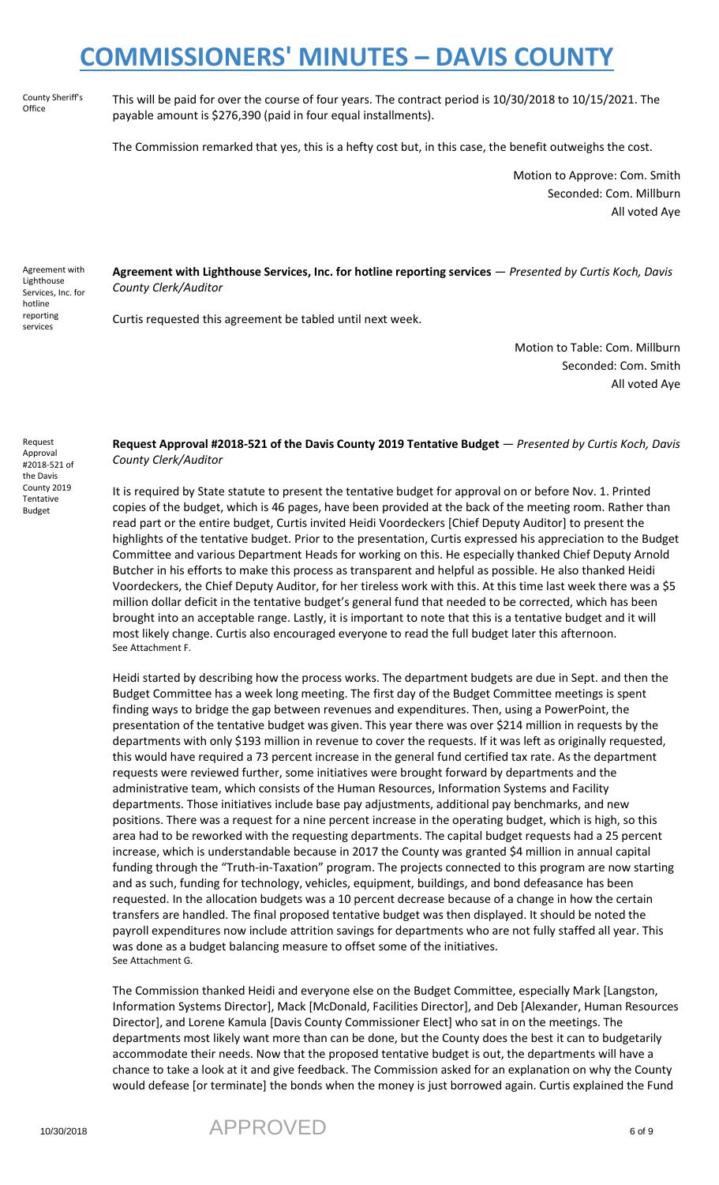County Sheriff's Office

This will be paid for over the course of four years. The contract period is 10/30/2018 to 10/15/2021. The payable amount is $276,390 (paid in four equal installments).

The Commission remarked that yes, this is a hefty cost but, in this case, the benefit outweighs the cost.

Motion to Approve: Com. Smith
Seconded: Com. Millburn
All voted Aye

Agreement with Lighthouse Services, Inc. for hotline reporting services

**Agreement with Lighthouse Services, Inc. for hotline reporting services** — *Presented by Curtis Koch, Davis County Clerk/Auditor*

Curtis requested this agreement be tabled until next week.

Motion to Table: Com. Millburn
Seconded: Com. Smith
All voted Aye

Request Approval #2018-521 of the Davis County 2019 Tentative Budget

**Request Approval #2018-521 of the Davis County 2019 Tentative Budget** — *Presented by Curtis Koch, Davis County Clerk/Auditor*

It is required by State statute to present the tentative budget for approval on or before Nov. 1. Printed copies of the budget, which is 46 pages, have been provided at the back of the meeting room. Rather than read part or the entire budget, Curtis invited Heidi Voordeckers [Chief Deputy Auditor] to present the highlights of the tentative budget. Prior to the presentation, Curtis expressed his appreciation to the Budget Committee and various Department Heads for working on this. He especially thanked Chief Deputy Arnold Butcher in his efforts to make this process as transparent and helpful as possible. He also thanked Heidi Voordeckers, the Chief Deputy Auditor, for her tireless work with this. At this time last week there was a $5 million dollar deficit in the tentative budget's general fund that needed to be corrected, which has been brought into an acceptable range. Lastly, it is important to note that this is a tentative budget and it will most likely change. Curtis also encouraged everyone to read the full budget later this afternoon.
See Attachment F.

Heidi started by describing how the process works. The department budgets are due in Sept. and then the Budget Committee has a week long meeting. The first day of the Budget Committee meetings is spent finding ways to bridge the gap between revenues and expenditures. Then, using a PowerPoint, the presentation of the tentative budget was given. This year there was over $214 million in requests by the departments with only $193 million in revenue to cover the requests. If it was left as originally requested, this would have required a 73 percent increase in the general fund certified tax rate. As the department requests were reviewed further, some initiatives were brought forward by departments and the administrative team, which consists of the Human Resources, Information Systems and Facility departments. Those initiatives include base pay adjustments, additional pay benchmarks, and new positions. There was a request for a nine percent increase in the operating budget, which is high, so this area had to be reworked with the requesting departments. The capital budget requests had a 25 percent increase, which is understandable because in 2017 the County was granted $4 million in annual capital funding through the "Truth-in-Taxation" program. The projects connected to this program are now starting and as such, funding for technology, vehicles, equipment, buildings, and bond defeasance has been requested. In the allocation budgets was a 10 percent decrease because of a change in how the certain transfers are handled. The final proposed tentative budget was then displayed. It should be noted the payroll expenditures now include attrition savings for departments who are not fully staffed all year. This was done as a budget balancing measure to offset some of the initiatives.
See Attachment G.

The Commission thanked Heidi and everyone else on the Budget Committee, especially Mark [Langston, Information Systems Director], Mack [McDonald, Facilities Director], and Deb [Alexander, Human Resources Director], and Lorene Kamula [Davis County Commissioner Elect] who sat in on the meetings. The departments most likely want more than can be done, but the County does the best it can to budgetarily accommodate their needs. Now that the proposed tentative budget is out, the departments will have a chance to take a look at it and give feedback. The Commission asked for an explanation on why the County would defease [or terminate] the bonds when the money is just borrowed again. Curtis explained the Fund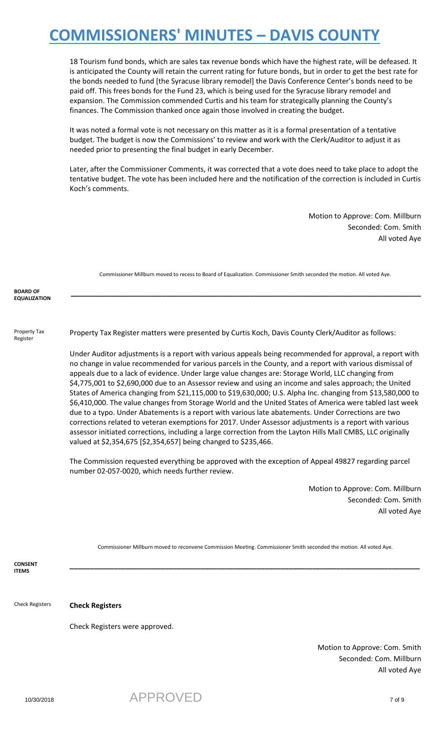18 Tourism fund bonds, which are sales tax revenue bonds which have the highest rate, will be defeased. It is anticipated the County will retain the current rating for future bonds, but in order to get the best rate for the bonds needed to fund [the Syracuse library remodel] the Davis Conference Center's bonds need to be paid off. This frees bonds for the Fund 23, which is being used for the Syracuse library remodel and expansion. The Commission commended Curtis and his team for strategically planning the County's finances. The Commission thanked once again those involved in creating the budget.

It was noted a formal vote is not necessary on this matter as it is a formal presentation of a tentative budget. The budget is now the Commissions' to review and work with the Clerk/Auditor to adjust it as needed prior to presenting the final budget in early December.

Later, after the Commissioner Comments, it was corrected that a vote does need to take place to adopt the tentative budget. The vote has been included here and the notification of the correction is included in Curtis Koch's comments.

Motion to Approve: Com. Millburn
Seconded: Com. Smith
All voted Aye

Commissioner Millburn moved to recess to Board of Equalization. Commissioner Smith seconded the motion. All voted Aye.

## BOARD OF EQUALIZATION

**Property Tax Register**

Property Tax Register matters were presented by Curtis Koch, Davis County Clerk/Auditor as follows:

Under Auditor adjustments is a report with various appeals being recommended for approval, a report with no change in value recommended for various parcels in the County, and a report with various dismissal of appeals due to a lack of evidence. Under large value changes are: Storage World, LLC changing from $4,775,001 to $2,690,000 due to an Assessor review and using an income and sales approach; the United States of America changing from $21,115,000 to $19,630,000; U.S. Alpha Inc. changing from $13,580,000 to $6,410,000. The value changes from Storage World and the United States of America were tabled last week due to a typo. Under Abatements is a report with various late abatements. Under Corrections are two corrections related to veteran exemptions for 2017. Under Assessor adjustments is a report with various assessor initiated corrections, including a large correction from the Layton Hills Mall CMBS, LLC originally valued at $2,354,675 [$2,354,657] being changed to $235,466.

The Commission requested everything be approved with the exception of Appeal 49827 regarding parcel number 02-057-0020, which needs further review.

Motion to Approve: Com. Millburn
Seconded: Com. Smith
All voted Aye

Commissioner Millburn moved to reconvene Commission Meeting. Commissioner Smith seconded the motion. All voted Aye.

## CONSENT ITEMS

**Check Registers**

**Check Registers**

Check Registers were approved.

Motion to Approve: Com. Smith
Seconded: Com. Millburn
All voted Aye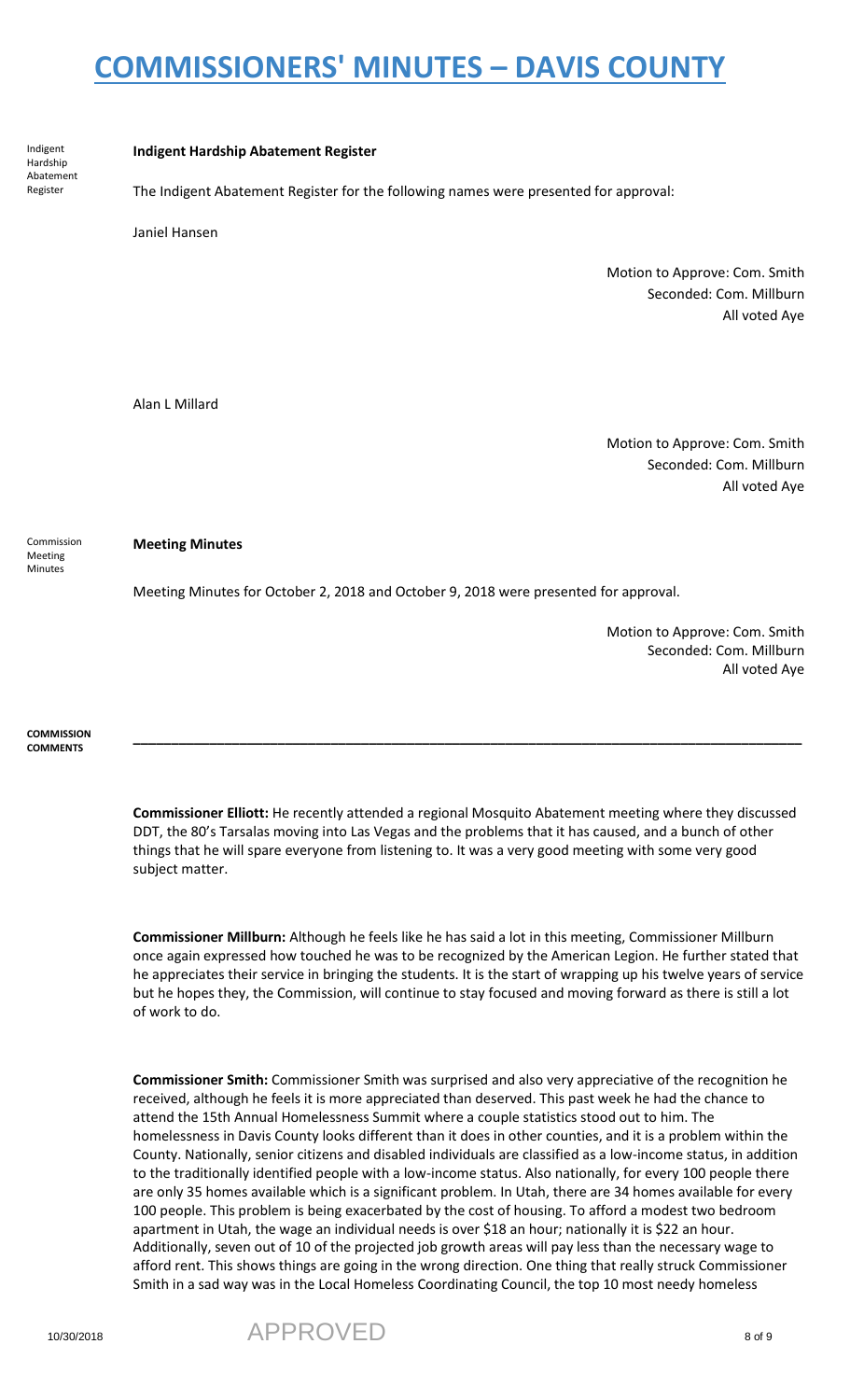# COMMISSIONERS' MINUTES – DAVIS COUNTY

Indigent Hardship Abatement Register

**Indigent Hardship Abatement Register**

The Indigent Abatement Register for the following names were presented for approval:

Janiel Hansen

Motion to Approve: Com. Smith
Seconded: Com. Millburn
All voted Aye

Alan L Millard

Motion to Approve: Com. Smith
Seconded: Com. Millburn
All voted Aye

Commission Meeting Minutes

**Meeting Minutes**

Meeting Minutes for October 2, 2018 and October 9, 2018 were presented for approval.

Motion to Approve: Com. Smith
Seconded: Com. Millburn
All voted Aye

**COMMISSION COMMENTS**

---

**Commissioner Elliott:** He recently attended a regional Mosquito Abatement meeting where they discussed DDT, the 80's Tarsalas moving into Las Vegas and the problems that it has caused, and a bunch of other things that he will spare everyone from listening to. It was a very good meeting with some very good subject matter.

**Commissioner Millburn:** Although he feels like he has said a lot in this meeting, Commissioner Millburn once again expressed how touched he was to be recognized by the American Legion. He further stated that he appreciates their service in bringing the students. It is the start of wrapping up his twelve years of service but he hopes they, the Commission, will continue to stay focused and moving forward as there is still a lot of work to do.

**Commissioner Smith:** Commissioner Smith was surprised and also very appreciative of the recognition he received, although he feels it is more appreciated than deserved. This past week he had the chance to attend the 15th Annual Homelessness Summit where a couple statistics stood out to him. The homelessness in Davis County looks different than it does in other counties, and it is a problem within the County. Nationally, senior citizens and disabled individuals are classified as a low-income status, in addition to the traditionally identified people with a low-income status. Also nationally, for every 100 people there are only 35 homes available which is a significant problem. In Utah, there are 34 homes available for every 100 people. This problem is being exacerbated by the cost of housing. To afford a modest two bedroom apartment in Utah, the wage an individual needs is over $18 an hour; nationally it is $22 an hour. Additionally, seven out of 10 of the projected job growth areas will pay less than the necessary wage to afford rent. This shows things are going in the wrong direction. One thing that really struck Commissioner Smith in a sad way was in the Local Homeless Coordinating Council, the top 10 most needy homeless

10/30/2018 APPROVED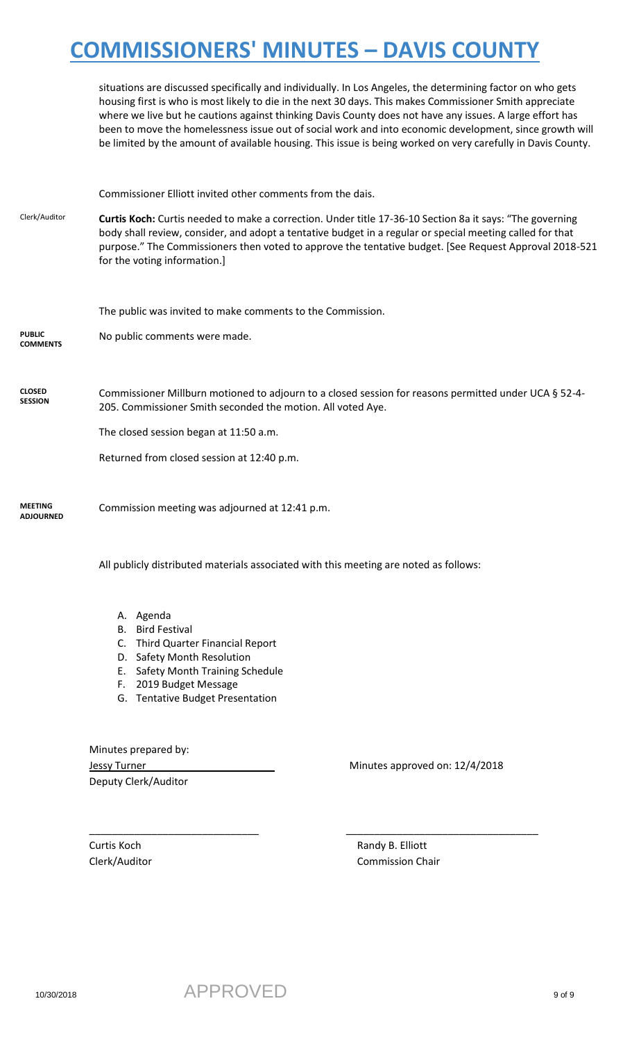situations are discussed specifically and individually. In Los Angeles, the determining factor on who gets housing first is who is most likely to die in the next 30 days. This makes Commissioner Smith appreciate where we live but he cautions against thinking Davis County does not have any issues. A large effort has been to move the homelessness issue out of social work and into economic development, since growth will be limited by the amount of available housing. This issue is being worked on very carefully in Davis County.

Commissioner Elliott invited other comments from the dais.

Clerk/Auditor

**Curtis Koch:** Curtis needed to make a correction. Under title 17-36-10 Section 8a it says: "The governing body shall review, consider, and adopt a tentative budget in a regular or special meeting called for that purpose." The Commissioners then voted to approve the tentative budget. [See Request Approval 2018-521 for the voting information.]

The public was invited to make comments to the Commission.

**PUBLIC COMMENTS**

No public comments were made.

**CLOSED SESSION**

Commissioner Millburn motioned to adjourn to a closed session for reasons permitted under UCA § 52-4-205. Commissioner Smith seconded the motion. All voted Aye.

The closed session began at 11:50 a.m.

Returned from closed session at 12:40 p.m.

**MEETING ADJOURNED**

Commission meeting was adjourned at 12:41 p.m.

All publicly distributed materials associated with this meeting are noted as follows:

A. Agenda
B. Bird Festival
C. Third Quarter Financial Report
D. Safety Month Resolution
E. Safety Month Training Schedule
F. 2019 Budget Message
G. Tentative Budget Presentation

Minutes prepared by:
Jessy Turner
Deputy Clerk/Auditor

Minutes approved on: 12/4/2018

_____________________________ _________________________________

Curtis Koch
Clerk/Auditor

Randy B. Elliott
Commission Chair

APPROVED